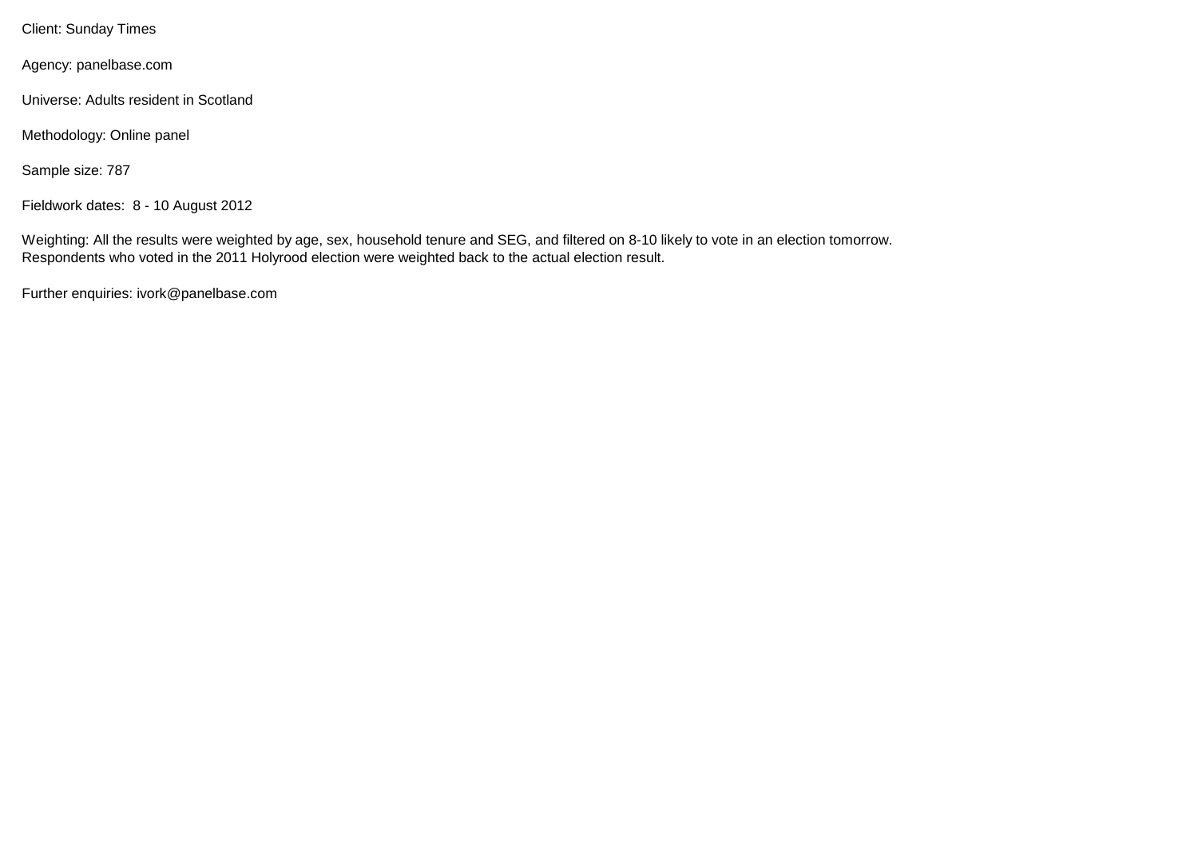Client: Sunday Times

Agency: panelbase.com

Universe: Adults resident in Scotland

Methodology: Online panel

Sample size: 787

Fieldwork dates: 8 - 10 August 2012

Weighting: All the results were weighted by age, sex, household tenure and SEG, and filtered on 8-10 likely to vote in an election tomorrow.
Respondents who voted in the 2011 Holyrood election were weighted back to the actual election result.

Further enquiries: ivork@panelbase.com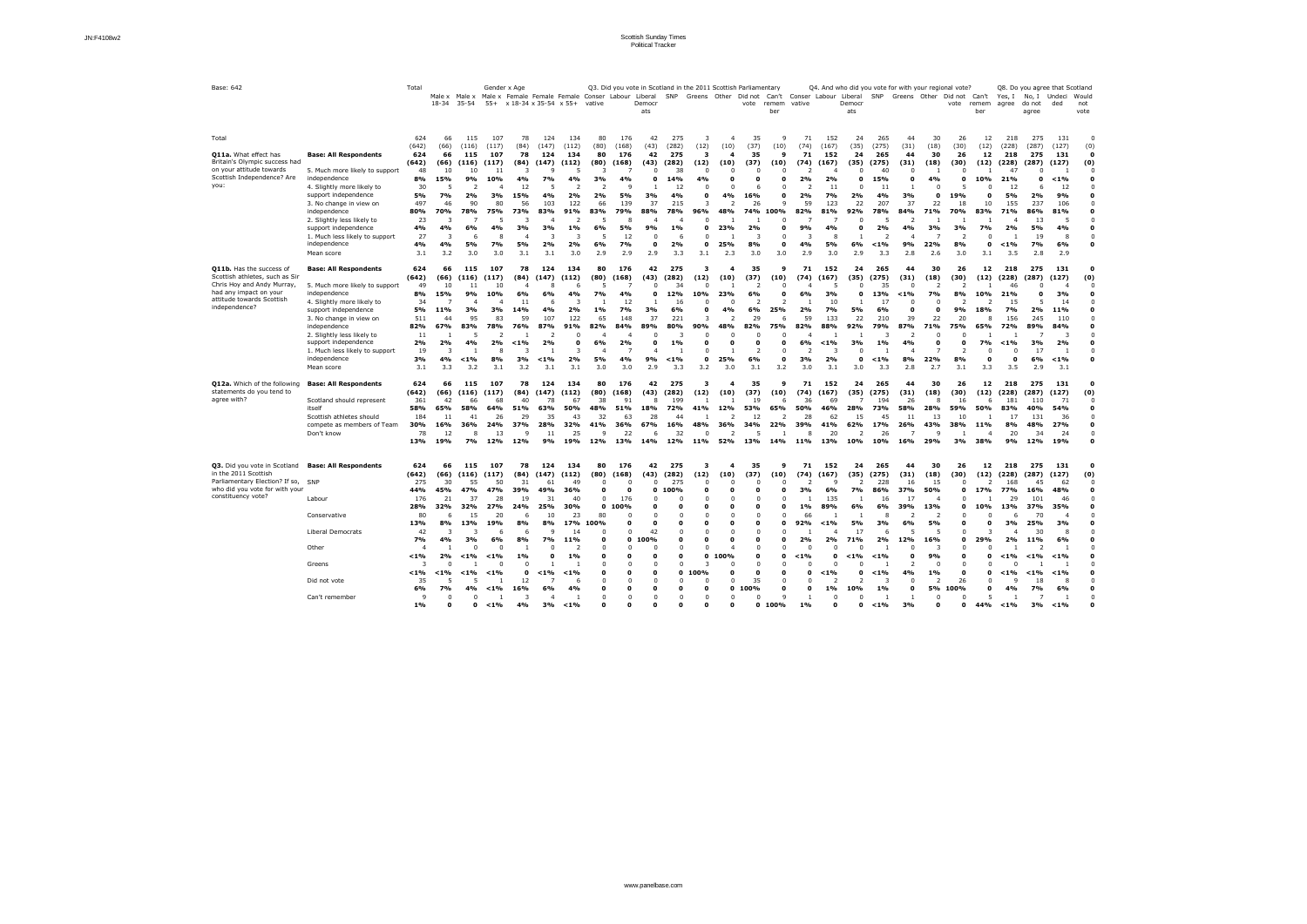Base: 642

| | | Total | Gender x Age | | | | | | Q3. Did you vote in Scotland in the 2011 Scottish Parliamentary | | | | | | | | Q4. And who did you vote for with your regional vote? | | | | | | | | Q8. Do you agree that Scotland | | | |
|---|---|---|---|---|---|---|---|---|---|---|---|---|---|---|---|---|---|---|---|---|---|---|---|---|---|---|---|---|
| | | | Male x 18-34 | Male x 35-54 | Male x 55+ | Female x 18-34 | Female x 35-54 | Female x 55+ | Conservative | Labour | Liberal Democrats | SNP | Greens | Other | Did not vote | Can't remember | Conservative | Labour | Liberal Democrats | SNP | Greens | Other | Did not vote | Can't remember | Yes, I agree | No, I do not agree | Undecided | Would not vote |
| Total | | 624 | 66 | 115 | 107 | 78 | 124 | 134 | 80 | 176 | 42 | 275 | 3 | 4 | 35 | 9 | 71 | 152 | 24 | 265 | 44 | 30 | 26 | 12 | 218 | 275 | 131 | 0 |
| | | (642) | (66) | (116) | (117) | (84) | (147) | (112) | (80) | (168) | (43) | (282) | (12) | (10) | (37) | (10) | (74) | (167) | (35) | (275) | (31) | (18) | (30) | (12) | (228) | (287) | (127) | (0) |
| **Q11a.** What effect has Britain's Olympic success had on your attitude towards Scottish Independence? Are you: | **Base: All Respondents** | **624** | **66** | **115** | **107** | **78** | **124** | **134** | **80** | **176** | **42** | **275** | **3** | **4** | **35** | **9** | **71** | **152** | **24** | **265** | **44** | **30** | **26** | **12** | **218** | **275** | **131** | **0** |
| | | **(642)** | **(66)** | **(116)** | **(117)** | **(84)** | **(147)** | **(112)** | **(80)** | **(168)** | **(43)** | **(282)** | **(12)** | **(10)** | **(37)** | **(10)** | **(74)** | **(167)** | **(35)** | **(275)** | **(31)** | **(18)** | **(30)** | **(12)** | **(228)** | **(287)** | **(127)** | **(0)** |
| | 5. Much more likely to support independence | 48 | 10 | 10 | 11 | 3 | 9 | 5 | 3 | 7 | 0 | 38 | 0 | 0 | 0 | 0 | 2 | 4 | 0 | 40 | 0 | 1 | 0 | 1 | 47 | 0 | 1 | 0 |
| | | **8%** | **15%** | **9%** | **10%** | **4%** | **7%** | **4%** | **3%** | **4%** | **0** | **14%** | **4%** | **0** | **0** | **0** | **2%** | **2%** | **0** | **15%** | **0** | **4%** | **0** | **10%** | **21%** | **0** | **<1%** | **0** |
| | 4. Slightly more likely to support independence | 30 | 5 | 2 | 4 | 12 | 5 | 2 | 2 | 9 | 1 | 12 | 0 | 0 | 6 | 0 | 2 | 11 | 0 | 11 | 1 | 0 | 5 | 0 | 12 | 6 | 12 | 0 |
| | | **5%** | **7%** | **2%** | **3%** | **15%** | **4%** | **2%** | **2%** | **5%** | **3%** | **4%** | **0** | **4%** | **16%** | **0** | **2%** | **7%** | **0** | **4%** | **3%** | **0** | **19%** | **0** | **5%** | **2%** | **9%** | **0** |
| | 3. No change in view on independence | 497 | 46 | 90 | 80 | 56 | 103 | 122 | 66 | 139 | 37 | 215 | 3 | 2 | 26 | 9 | 59 | 123 | 22 | 207 | 37 | 22 | 18 | 10 | 155 | 237 | 106 | 0 |
| | | **80%** | **70%** | **78%** | **75%** | **73%** | **83%** | **91%** | **83%** | **79%** | **88%** | **78%** | **96%** | **48%** | **74%** | **100%** | **82%** | **81%** | **92%** | **78%** | **84%** | **71%** | **70%** | **83%** | **71%** | **86%** | **81%** | **0** |
| | 2. Slightly less likely to support independence | 23 | 3 | 7 | 5 | 3 | 4 | 2 | 5 | 8 | 4 | 4 | 0 | 1 | 1 | 0 | 7 | 7 | 0 | 5 | 2 | 1 | 1 | 1 | 4 | 13 | 5 | 0 |
| | | **4%** | **4%** | **6%** | **4%** | **3%** | **3%** | **1%** | **6%** | **5%** | **9%** | **1%** | **0** | **23%** | **2%** | **0** | **9%** | **4%** | **0** | **2%** | **4%** | **3%** | **3%** | **7%** | **2%** | **5%** | **4%** | **0** |
| | 1. Much less likely to support independence | 27 | 3 | 6 | 8 | 4 | 3 | 3 | 5 | 12 | 0 | 6 | 0 | 1 | 3 | 0 | 3 | 8 | 1 | 2 | 4 | 7 | 2 | 0 | 1 | 19 | 8 | 0 |
| | | **4%** | **4%** | **5%** | **7%** | **5%** | **2%** | **2%** | **6%** | **7%** | **0** | **2%** | **0** | **25%** | **8%** | **0** | **4%** | **5%** | **6%** | **<1%** | **9%** | **22%** | **8%** | **0** | **<1%** | **7%** | **6%** | **0** |
| | Mean score | 3.1 | 3.2 | 3.0 | 3.0 | 3.1 | 3.1 | 3.0 | 2.9 | 2.9 | 2.9 | 3.3 | 3.1 | 2.3 | 3.0 | 3.0 | 2.9 | 3.0 | 2.9 | 3.3 | 2.8 | 2.6 | 3.0 | 3.1 | 3.5 | 2.8 | 2.9 | |
| **Q11b.** Has the success of Scottish athletes, such as Sir Chris Hoy and Andy Murray, had any impact on your attitude towards Scottish independence? | **Base: All Respondents** | **624** | **66** | **115** | **107** | **78** | **124** | **134** | **80** | **176** | **42** | **275** | **3** | **4** | **35** | **9** | **71** | **152** | **24** | **265** | **44** | **30** | **26** | **12** | **218** | **275** | **131** | **0** |
| | | **(642)** | **(66)** | **(116)** | **(117)** | **(84)** | **(147)** | **(112)** | **(80)** | **(168)** | **(43)** | **(282)** | **(12)** | **(10)** | **(37)** | **(10)** | **(74)** | **(167)** | **(35)** | **(275)** | **(31)** | **(18)** | **(30)** | **(12)** | **(228)** | **(287)** | **(127)** | **(0)** |
| | 5. Much more likely to support independence | 49 | 10 | 11 | 10 | 4 | 8 | 6 | 5 | 7 | 0 | 34 | 0 | 1 | 2 | 0 | 4 | 5 | 0 | 35 | 0 | 2 | 2 | 1 | 46 | 0 | 4 | 0 |
| | | **8%** | **15%** | **9%** | **10%** | **6%** | **6%** | **4%** | **7%** | **4%** | **0** | **12%** | **10%** | **23%** | **6%** | **0** | **6%** | **3%** | **0** | **13%** | **<1%** | **7%** | **8%** | **10%** | **21%** | **0** | **3%** | **0** |
| | 4. Slightly more likely to support independence | 34 | 7 | 4 | 4 | 11 | 6 | 3 | 1 | 12 | 1 | 16 | 0 | 0 | 2 | 2 | 1 | 10 | 1 | 17 | 0 | 0 | 2 | 2 | 15 | 5 | 14 | 0 |
| | | **5%** | **11%** | **3%** | **3%** | **14%** | **4%** | **2%** | **1%** | **7%** | **3%** | **6%** | **0** | **4%** | **6%** | **25%** | **2%** | **7%** | **5%** | **6%** | **0** | **0** | **9%** | **18%** | **7%** | **2%** | **11%** | **0** |
| | 3. No change in view on independence | 511 | 44 | 95 | 83 | 59 | 107 | 122 | 65 | 148 | 37 | 221 | 3 | 2 | 29 | 6 | 59 | 133 | 22 | 210 | 39 | 22 | 20 | 8 | 156 | 245 | 110 | 0 |
| | | **82%** | **67%** | **83%** | **78%** | **76%** | **87%** | **91%** | **82%** | **84%** | **89%** | **80%** | **90%** | **48%** | **82%** | **75%** | **82%** | **88%** | **92%** | **79%** | **87%** | **71%** | **75%** | **65%** | **72%** | **89%** | **84%** | **0** |
| | 2. Slightly less likely to support independence | 11 | 1 | 5 | 2 | 1 | 2 | 0 | 4 | 4 | 0 | 3 | 0 | 0 | 0 | 0 | 4 | 1 | 1 | 3 | 2 | 0 | 0 | 1 | 1 | 7 | 3 | 0 |
| | | **2%** | **2%** | **4%** | **2%** | **<1%** | **2%** | **0** | **6%** | **2%** | **0** | **1%** | **0** | **0** | **0** | **0** | **6%** | **<1%** | **3%** | **1%** | **4%** | **0** | **0** | **7%** | **<1%** | **3%** | **2%** | **0** |
| | 1. Much less likely to support independence | 19 | 3 | 1 | 8 | 3 | 1 | 3 | 4 | 7 | 4 | 1 | 0 | 1 | 2 | 0 | 2 | 3 | 0 | 1 | 4 | 7 | 2 | 0 | 0 | 17 | 1 | 0 |
| | | **3%** | **4%** | **<1%** | **8%** | **3%** | **<1%** | **2%** | **5%** | **4%** | **9%** | **<1%** | **0** | **25%** | **6%** | **0** | **4%** | **2%** | **0** | **<1%** | **8%** | **22%** | **8%** | **0** | **0** | **6%** | **<1%** | **0** |
| | Mean score | 3.1 | 3.3 | 3.2 | 3.1 | 3.2 | 3.1 | 3.1 | 3.0 | 3.0 | 2.9 | 3.3 | 3.2 | 3.0 | 3.1 | 3.2 | 3.0 | 3.1 | 3.0 | 3.3 | 2.8 | 2.7 | 3.1 | 3.3 | 3.5 | 2.9 | 3.1 | |
| **Q12a.** Which of the following statements do you tend to agree with? | **Base: All Respondents** | **624** | **66** | **115** | **107** | **78** | **124** | **134** | **80** | **176** | **42** | **275** | **3** | **4** | **35** | **9** | **71** | **152** | **24** | **265** | **44** | **30** | **26** | **12** | **218** | **275** | **131** | **0** |
| | | **(642)** | **(66)** | **(116)** | **(117)** | **(84)** | **(147)** | **(112)** | **(80)** | **(168)** | **(43)** | **(282)** | **(12)** | **(10)** | **(37)** | **(10)** | **(74)** | **(167)** | **(35)** | **(275)** | **(31)** | **(18)** | **(30)** | **(12)** | **(228)** | **(287)** | **(127)** | **(0)** |
| | Scotland should represent itself | 361 | 42 | 66 | 68 | 40 | 78 | 67 | 38 | 91 | 8 | 199 | 1 | 1 | 19 | 6 | 36 | 69 | 7 | 194 | 26 | 8 | 16 | 6 | 181 | 110 | 71 | 0 |
| | | **58%** | **65%** | **58%** | **64%** | **51%** | **63%** | **50%** | **48%** | **51%** | **18%** | **72%** | **41%** | **12%** | **53%** | **65%** | **50%** | **46%** | **28%** | **73%** | **58%** | **28%** | **59%** | **50%** | **83%** | **40%** | **54%** | **0** |
| | Scottish athletes should compete as members of Team GB | 184 | 11 | 41 | 26 | 29 | 35 | 43 | 32 | 63 | 28 | 44 | 1 | 2 | 12 | 2 | 28 | 62 | 15 | 45 | 11 | 13 | 10 | 1 | 17 | 131 | 36 | 0 |
| | | **30%** | **16%** | **36%** | **24%** | **37%** | **28%** | **32%** | **41%** | **36%** | **67%** | **16%** | **48%** | **36%** | **34%** | **22%** | **39%** | **41%** | **62%** | **17%** | **26%** | **43%** | **38%** | **11%** | **8%** | **48%** | **27%** | **0** |
| | Don't know | 78 | 12 | 8 | 13 | 9 | 11 | 25 | 9 | 22 | 6 | 32 | 0 | 2 | 5 | 1 | 8 | 20 | 2 | 26 | 7 | 9 | 1 | 4 | 20 | 34 | 24 | 0 |
| | | **13%** | **19%** | **7%** | **12%** | **12%** | **9%** | **19%** | **12%** | **13%** | **14%** | **12%** | **11%** | **52%** | **13%** | **14%** | **11%** | **13%** | **10%** | **10%** | **16%** | **29%** | **3%** | **38%** | **9%** | **12%** | **19%** | **0** |
| **Q3.** Did you vote in Scotland in the 2011 Scottish Parliamentary Election? If so, who did you vote for with your constituency vote? | **Base: All Respondents** | **624** | **66** | **115** | **107** | **78** | **124** | **134** | **80** | **176** | **42** | **275** | **3** | **4** | **35** | **9** | **71** | **152** | **24** | **265** | **44** | **30** | **26** | **12** | **218** | **275** | **131** | **0** |
| | | **(642)** | **(66)** | **(116)** | **(117)** | **(84)** | **(147)** | **(112)** | **(80)** | **(168)** | **(43)** | **(282)** | **(12)** | **(10)** | **(37)** | **(10)** | **(74)** | **(167)** | **(35)** | **(275)** | **(31)** | **(18)** | **(30)** | **(12)** | **(228)** | **(287)** | **(127)** | **(0)** |
| | SNP | 275 | 30 | 55 | 50 | 31 | 61 | 49 | 0 | 0 | 0 | 275 | 0 | 0 | 0 | 0 | 2 | 9 | 2 | 228 | 16 | 15 | 0 | 2 | 168 | 45 | 62 | 0 |
| | | **44%** | **45%** | **47%** | **47%** | **39%** | **49%** | **36%** | **0** | **0** | **0** | **100%** | **0** | **0** | **0** | **0** | **3%** | **6%** | **7%** | **86%** | **37%** | **50%** | **0** | **17%** | **77%** | **16%** | **48%** | **0** |
| | Labour | 176 | 21 | 37 | 28 | 19 | 31 | 40 | 0 | 176 | 0 | 0 | 0 | 0 | 0 | 0 | 1 | 135 | 1 | 16 | 17 | 4 | 0 | 1 | 29 | 101 | 46 | 0 |
| | | **28%** | **32%** | **32%** | **27%** | **24%** | **25%** | **30%** | **0** | **100%** | **0** | **0** | **0** | **0** | **0** | **0** | **1%** | **89%** | **6%** | **6%** | **39%** | **13%** | **0** | **10%** | **13%** | **37%** | **35%** | **0** |
| | Conservative | 80 | 6 | 15 | 20 | 6 | 10 | 23 | 80 | 0 | 0 | 0 | 0 | 0 | 0 | 0 | 66 | 1 | 1 | 8 | 2 | 2 | 0 | 0 | 6 | 70 | 4 | 0 |
| | | **13%** | **8%** | **13%** | **19%** | **8%** | **8%** | **17%** | **100%** | **0** | **0** | **0** | **0** | **0** | **0** | **0** | **92%** | **<1%** | **5%** | **3%** | **6%** | **5%** | **0** | **0** | **3%** | **25%** | **3%** | **0** |
| | Liberal Democrats | 42 | 3 | 3 | 6 | 6 | 9 | 14 | 0 | 0 | 42 | 0 | 0 | 0 | 0 | 0 | 1 | 4 | 17 | 6 | 5 | 5 | 0 | 3 | 4 | 30 | 8 | 0 |
| | | **7%** | **4%** | **3%** | **6%** | **8%** | **7%** | **11%** | **0** | **0** | **100%** | **0** | **0** | **0** | **0** | **0** | **2%** | **2%** | **71%** | **2%** | **12%** | **16%** | **0** | **29%** | **2%** | **11%** | **6%** | **0** |
| | Other | 4 | 1 | 0 | 0 | 1 | 0 | 2 | 0 | 0 | 0 | 0 | 0 | 4 | 0 | 0 | 0 | 0 | 0 | 1 | 0 | 3 | 0 | 0 | 1 | 2 | 1 | 0 |
| | | **<1%** | **2%** | **<1%** | **<1%** | **1%** | **0** | **1%** | **0** | **0** | **0** | **0** | **0** | **100%** | **0** | **0** | **<1%** | **0** | **<1%** | **<1%** | **0** | **9%** | **0** | **0** | **<1%** | **<1%** | **<1%** | **0** |
| | Greens | 3 | 0 | 1 | 0 | 0 | 1 | 1 | 0 | 0 | 0 | 0 | 3 | 0 | 0 | 0 | 0 | 0 | 0 | 1 | 2 | 0 | 0 | 0 | 0 | 1 | 1 | 0 |
| | | **<1%** | **<1%** | **<1%** | **<1%** | **0** | **<1%** | **<1%** | **0** | **0** | **0** | **0** | **100%** | **0** | **0** | **0** | **0** | **<1%** | **0** | **<1%** | **4%** | **1%** | **0** | **0** | **<1%** | **<1%** | **<1%** | **0** |
| | Did not vote | 35 | 5 | 5 | 1 | 12 | 7 | 6 | 0 | 0 | 0 | 0 | 0 | 0 | 35 | 0 | 0 | 2 | 2 | 3 | 0 | 2 | 26 | 0 | 9 | 18 | 8 | 0 |
| | | **6%** | **7%** | **4%** | **<1%** | **16%** | **6%** | **4%** | **0** | **0** | **0** | **0** | **0** | **0** | **100%** | **0** | **0** | **1%** | **10%** | **1%** | **0** | **5%** | **100%** | **0** | **4%** | **7%** | **6%** | **0** |
| | Can't remember | 9 | 0 | 0 | 1 | 3 | 4 | 1 | 0 | 0 | 0 | 0 | 0 | 0 | 0 | 9 | 1 | 0 | 0 | 1 | 1 | 0 | 0 | 5 | 1 | 7 | 1 | 0 |
| | | **1%** | **0** | **0** | **<1%** | **4%** | **3%** | **<1%** | **0** | **0** | **0** | **0** | **0** | **0** | **0** | **100%** | **1%** | **0** | **0** | **<1%** | **3%** | **0** | **0** | **44%** | **<1%** | **3%** | **<1%** | **0** |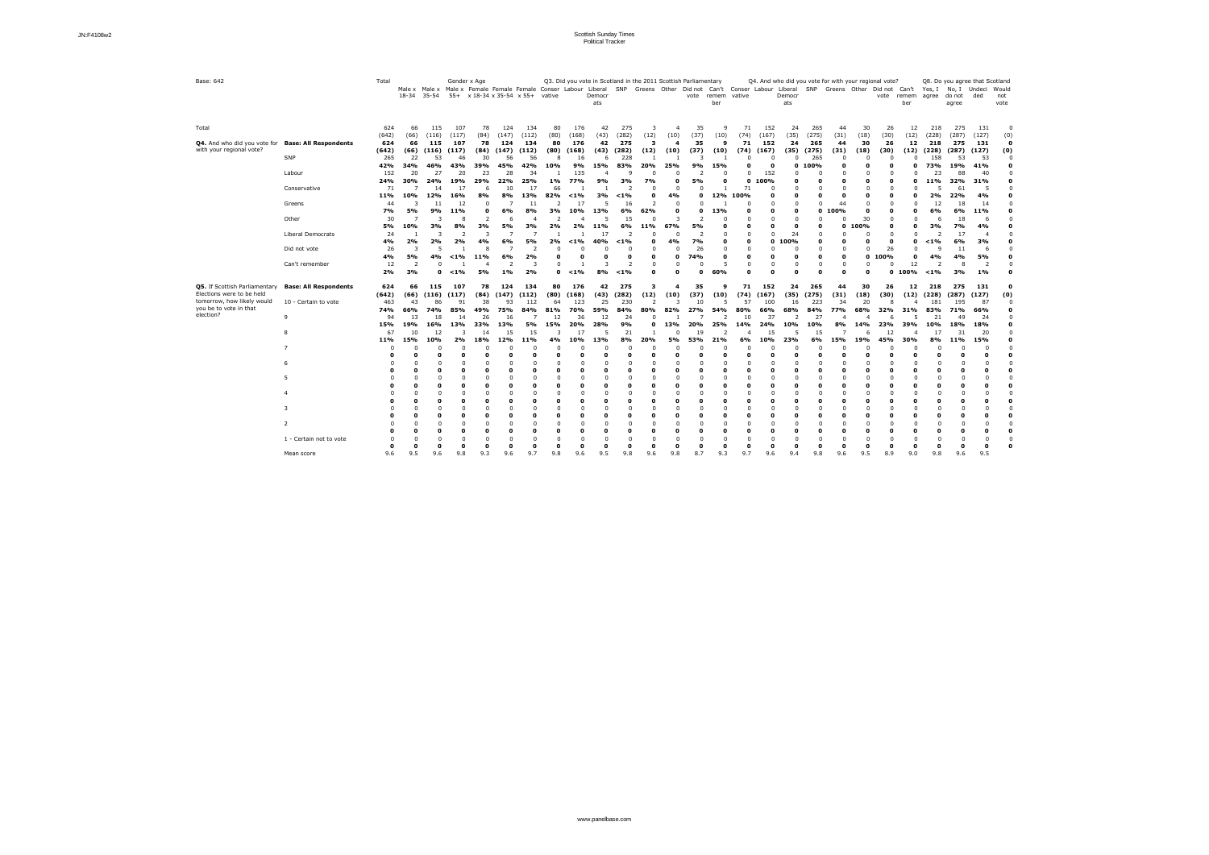Scottish Sunday Times
Political Tracker

Base: 642

| | | Total | Male x 18-34 | Male x 35-54 | Male x 55+ | Female x 18-34 | Female x 35-54 | Female x 55+ | Q3 Conservative | Q3 Labour | Q3 Liberal Democrats | Q3 SNP | Q3 Greens | Q3 Other | Q3 Did not vote | Q3 Can't remember | Q4 Conservative | Q4 Labour | Q4 Liberal Democrats | Q4 SNP | Q4 Greens | Q4 Other | Q4 Did not vote | Q4 Can't remember | Q8 Yes, I agree | Q8 No, I do not agree | Q8 Undecided | Q8 Would not vote |
|---|---|---|---|---|---|---|---|---|---|---|---|---|---|---|---|---|---|---|---|---|---|---|---|---|---|---|---|---|
| Total | | 624 | 66 | 115 | 107 | 78 | 124 | 134 | 80 | 176 | 42 | 275 | 3 | 4 | 35 | 9 | 71 | 152 | 24 | 265 | 44 | 30 | 26 | 12 | 218 | 275 | 131 | 0 |
| | | (642) | (66) | (116) | (117) | (84) | (147) | (112) | (80) | (168) | (43) | (282) | (12) | (10) | (37) | (10) | (74) | (167) | (35) | (275) | (31) | (18) | (30) | (12) | (228) | (287) | (127) | (0) |
| **Q4.** And who did you vote for with your regional vote? | **Base: All Respondents** | **624** | **66** | **115** | **107** | **78** | **124** | **134** | **80** | **176** | **42** | **275** | **3** | **4** | **35** | **9** | **71** | **152** | **24** | **265** | **44** | **30** | **26** | **12** | **218** | **275** | **131** | **0** |
| | | **(642)** | **(66)** | **(116)** | **(117)** | **(84)** | **(147)** | **(112)** | **(80)** | **(168)** | **(43)** | **(282)** | **(12)** | **(10)** | **(37)** | **(10)** | **(74)** | **(167)** | **(35)** | **(275)** | **(31)** | **(18)** | **(30)** | **(12)** | **(228)** | **(287)** | **(127)** | **(0)** |
| | SNP | 265 | 22 | 53 | 46 | 30 | 56 | 56 | 8 | 16 | 6 | 228 | 1 | 1 | 3 | 1 | 0 | 0 | 0 | 265 | 0 | 0 | 0 | 0 | 158 | 53 | 53 | 0 |
| | | **42%** | **34%** | **46%** | **43%** | **39%** | **45%** | **42%** | **10%** | **9%** | **15%** | **83%** | **20%** | **25%** | **9%** | **15%** | **0** | **0** | **0** | **100%** | **0** | **0** | **0** | **0** | **73%** | **19%** | **41%** | **0** |
| | Labour | 152 | 20 | 27 | 20 | 23 | 28 | 34 | 1 | 135 | 4 | 9 | 0 | 0 | 2 | 0 | 0 | 152 | 0 | 0 | 0 | 0 | 0 | 0 | 23 | 88 | 40 | 0 |
| | | **24%** | **30%** | **24%** | **19%** | **29%** | **22%** | **25%** | **1%** | **77%** | **9%** | **3%** | **7%** | **0** | **5%** | **0** | **0** | **100%** | **0** | **0** | **0** | **0** | **0** | **0** | **11%** | **32%** | **31%** | **0** |
| | Conservative | 71 | 7 | 14 | 17 | 6 | 10 | 17 | 66 | 1 | 1 | 2 | 0 | 0 | 0 | 1 | 71 | 0 | 0 | 0 | 0 | 0 | 0 | 0 | 5 | 61 | 5 | 0 |
| | | **11%** | **10%** | **12%** | **16%** | **8%** | **8%** | **13%** | **82%** | **<1%** | **3%** | **<1%** | **0** | **4%** | **0** | **12%** | **100%** | **0** | **0** | **0** | **0** | **0** | **0** | **0** | **2%** | **22%** | **4%** | **0** |
| | Greens | 44 | 3 | 11 | 12 | 0 | 7 | 11 | 2 | 17 | 5 | 16 | 2 | 0 | 0 | 1 | 0 | 0 | 0 | 0 | 44 | 0 | 0 | 0 | 12 | 18 | 14 | 0 |
| | | **7%** | **5%** | **9%** | **11%** | **0** | **6%** | **8%** | **3%** | **10%** | **13%** | **6%** | **62%** | **0** | **0** | **13%** | **0** | **0** | **0** | **0** | **100%** | **0** | **0** | **0** | **6%** | **6%** | **11%** | **0** |
| | Other | 30 | 7 | 3 | 8 | 2 | 6 | 4 | 2 | 4 | 5 | 15 | 0 | 3 | 2 | 0 | 0 | 0 | 0 | 0 | 0 | 30 | 0 | 0 | 6 | 18 | 6 | 0 |
| | | **5%** | **10%** | **3%** | **8%** | **3%** | **5%** | **3%** | **2%** | **2%** | **11%** | **6%** | **11%** | **67%** | **5%** | **0** | **0** | **0** | **0** | **0** | **0** | **100%** | **0** | **0** | **3%** | **7%** | **4%** | **0** |
| | Liberal Democrats | 24 | 1 | 3 | 2 | 3 | 7 | 7 | 1 | 1 | 17 | 2 | 0 | 0 | 2 | 0 | 0 | 0 | 24 | 0 | 0 | 0 | 0 | 0 | 2 | 17 | 4 | 0 |
| | | **4%** | **2%** | **2%** | **2%** | **4%** | **6%** | **5%** | **2%** | **<1%** | **40%** | **<1%** | **0** | **4%** | **7%** | **0** | **0** | **0** | **100%** | **0** | **0** | **0** | **0** | **0** | **<1%** | **6%** | **3%** | **0** |
| | Did not vote | 26 | 3 | 5 | 1 | 8 | 7 | 2 | 0 | 0 | 0 | 0 | 0 | 0 | 26 | 0 | 0 | 0 | 0 | 0 | 0 | 0 | 26 | 0 | 9 | 11 | 6 | 0 |
| | | **4%** | **5%** | **4%** | **<1%** | **11%** | **6%** | **2%** | **0** | **0** | **0** | **0** | **0** | **0** | **74%** | **0** | **0** | **0** | **0** | **0** | **0** | **0** | **100%** | **0** | **4%** | **4%** | **5%** | **0** |
| | Can't remember | 12 | 2 | 0 | 1 | 4 | 2 | 3 | 0 | 1 | 3 | 2 | 0 | 0 | 0 | 5 | 0 | 0 | 0 | 0 | 0 | 0 | 0 | 12 | 2 | 8 | 2 | 0 |
| | | **2%** | **3%** | **0** | **<1%** | **5%** | **1%** | **2%** | **0** | **<1%** | **8%** | **<1%** | **0** | **0** | **0** | **60%** | **0** | **0** | **0** | **0** | **0** | **0** | **0** | **100%** | **<1%** | **3%** | **1%** | **0** |
| **Q5.** If Scottish Parliamentary Elections were to be held tomorrow, how likely would you be to vote in that election? | **Base: All Respondents** | **624** | **66** | **115** | **107** | **78** | **124** | **134** | **80** | **176** | **42** | **275** | **3** | **4** | **35** | **9** | **71** | **152** | **24** | **265** | **44** | **30** | **26** | **12** | **218** | **275** | **131** | **0** |
| | | **(642)** | **(66)** | **(116)** | **(117)** | **(84)** | **(147)** | **(112)** | **(80)** | **(168)** | **(43)** | **(282)** | **(12)** | **(10)** | **(37)** | **(10)** | **(74)** | **(167)** | **(35)** | **(275)** | **(31)** | **(18)** | **(30)** | **(12)** | **(228)** | **(287)** | **(127)** | **(0)** |
| | 10 - Certain to vote | 463 | 43 | 86 | 91 | 38 | 93 | 112 | 64 | 123 | 25 | 230 | 2 | 3 | 10 | 5 | 57 | 100 | 16 | 223 | 34 | 20 | 8 | 4 | 181 | 195 | 87 | 0 |
| | | **74%** | **66%** | **74%** | **85%** | **49%** | **75%** | **84%** | **81%** | **70%** | **59%** | **84%** | **80%** | **82%** | **27%** | **54%** | **80%** | **66%** | **68%** | **84%** | **77%** | **68%** | **32%** | **31%** | **83%** | **71%** | **66%** | **0** |
| | 9 | 94 | 13 | 18 | 14 | 26 | 16 | 7 | 12 | 36 | 12 | 24 | 0 | 1 | 7 | 2 | 10 | 37 | 2 | 27 | 4 | 4 | 6 | 5 | 21 | 49 | 24 | 0 |
| | | **15%** | **19%** | **16%** | **13%** | **33%** | **13%** | **5%** | **15%** | **20%** | **28%** | **9%** | **0** | **13%** | **20%** | **25%** | **14%** | **24%** | **10%** | **10%** | **8%** | **14%** | **23%** | **39%** | **10%** | **18%** | **18%** | **0** |
| | 8 | 67 | 10 | 12 | 3 | 14 | 15 | 15 | 3 | 17 | 5 | 21 | 1 | 0 | 19 | 2 | 4 | 15 | 5 | 15 | 7 | 6 | 12 | 4 | 17 | 31 | 20 | 0 |
| | | **11%** | **15%** | **10%** | **2%** | **18%** | **12%** | **11%** | **4%** | **10%** | **13%** | **8%** | **20%** | **5%** | **53%** | **21%** | **6%** | **10%** | **23%** | **6%** | **15%** | **19%** | **45%** | **30%** | **8%** | **11%** | **15%** | **0** |
| | 7 | 0 | 0 | 0 | 0 | 0 | 0 | 0 | 0 | 0 | 0 | 0 | 0 | 0 | 0 | 0 | 0 | 0 | 0 | 0 | 0 | 0 | 0 | 0 | 0 | 0 | 0 | 0 |
| | | **0** | **0** | **0** | **0** | **0** | **0** | **0** | **0** | **0** | **0** | **0** | **0** | **0** | **0** | **0** | **0** | **0** | **0** | **0** | **0** | **0** | **0** | **0** | **0** | **0** | **0** | **0** |
| | 6 | 0 | 0 | 0 | 0 | 0 | 0 | 0 | 0 | 0 | 0 | 0 | 0 | 0 | 0 | 0 | 0 | 0 | 0 | 0 | 0 | 0 | 0 | 0 | 0 | 0 | 0 | 0 |
| | | **0** | **0** | **0** | **0** | **0** | **0** | **0** | **0** | **0** | **0** | **0** | **0** | **0** | **0** | **0** | **0** | **0** | **0** | **0** | **0** | **0** | **0** | **0** | **0** | **0** | **0** | **0** |
| | 5 | 0 | 0 | 0 | 0 | 0 | 0 | 0 | 0 | 0 | 0 | 0 | 0 | 0 | 0 | 0 | 0 | 0 | 0 | 0 | 0 | 0 | 0 | 0 | 0 | 0 | 0 | 0 |
| | | **0** | **0** | **0** | **0** | **0** | **0** | **0** | **0** | **0** | **0** | **0** | **0** | **0** | **0** | **0** | **0** | **0** | **0** | **0** | **0** | **0** | **0** | **0** | **0** | **0** | **0** | **0** |
| | 4 | 0 | 0 | 0 | 0 | 0 | 0 | 0 | 0 | 0 | 0 | 0 | 0 | 0 | 0 | 0 | 0 | 0 | 0 | 0 | 0 | 0 | 0 | 0 | 0 | 0 | 0 | 0 |
| | | **0** | **0** | **0** | **0** | **0** | **0** | **0** | **0** | **0** | **0** | **0** | **0** | **0** | **0** | **0** | **0** | **0** | **0** | **0** | **0** | **0** | **0** | **0** | **0** | **0** | **0** | **0** |
| | 3 | 0 | 0 | 0 | 0 | 0 | 0 | 0 | 0 | 0 | 0 | 0 | 0 | 0 | 0 | 0 | 0 | 0 | 0 | 0 | 0 | 0 | 0 | 0 | 0 | 0 | 0 | 0 |
| | | **0** | **0** | **0** | **0** | **0** | **0** | **0** | **0** | **0** | **0** | **0** | **0** | **0** | **0** | **0** | **0** | **0** | **0** | **0** | **0** | **0** | **0** | **0** | **0** | **0** | **0** | **0** |
| | 2 | 0 | 0 | 0 | 0 | 0 | 0 | 0 | 0 | 0 | 0 | 0 | 0 | 0 | 0 | 0 | 0 | 0 | 0 | 0 | 0 | 0 | 0 | 0 | 0 | 0 | 0 | 0 |
| | | **0** | **0** | **0** | **0** | **0** | **0** | **0** | **0** | **0** | **0** | **0** | **0** | **0** | **0** | **0** | **0** | **0** | **0** | **0** | **0** | **0** | **0** | **0** | **0** | **0** | **0** | **0** |
| | 1 - Certain not to vote | 0 | 0 | 0 | 0 | 0 | 0 | 0 | 0 | 0 | 0 | 0 | 0 | 0 | 0 | 0 | 0 | 0 | 0 | 0 | 0 | 0 | 0 | 0 | 0 | 0 | 0 | 0 |
| | | **0** | **0** | **0** | **0** | **0** | **0** | **0** | **0** | **0** | **0** | **0** | **0** | **0** | **0** | **0** | **0** | **0** | **0** | **0** | **0** | **0** | **0** | **0** | **0** | **0** | **0** | **0** |
| | Mean score | 9.6 | 9.5 | 9.6 | 9.8 | 9.3 | 9.6 | 9.7 | 9.8 | 9.6 | 9.5 | 9.8 | 9.6 | 9.8 | 8.7 | 9.3 | 9.7 | 9.6 | 9.4 | 9.8 | 9.6 | 9.5 | 8.9 | 9.0 | 9.8 | 9.6 | 9.5 | |

Column groups: Gender x Age; Q3. Did you vote in Scotland in the 2011 Scottish Parliamentary; Q4. And who did you vote for with your regional vote?; Q8. Do you agree that Scotland

www.panelbase.com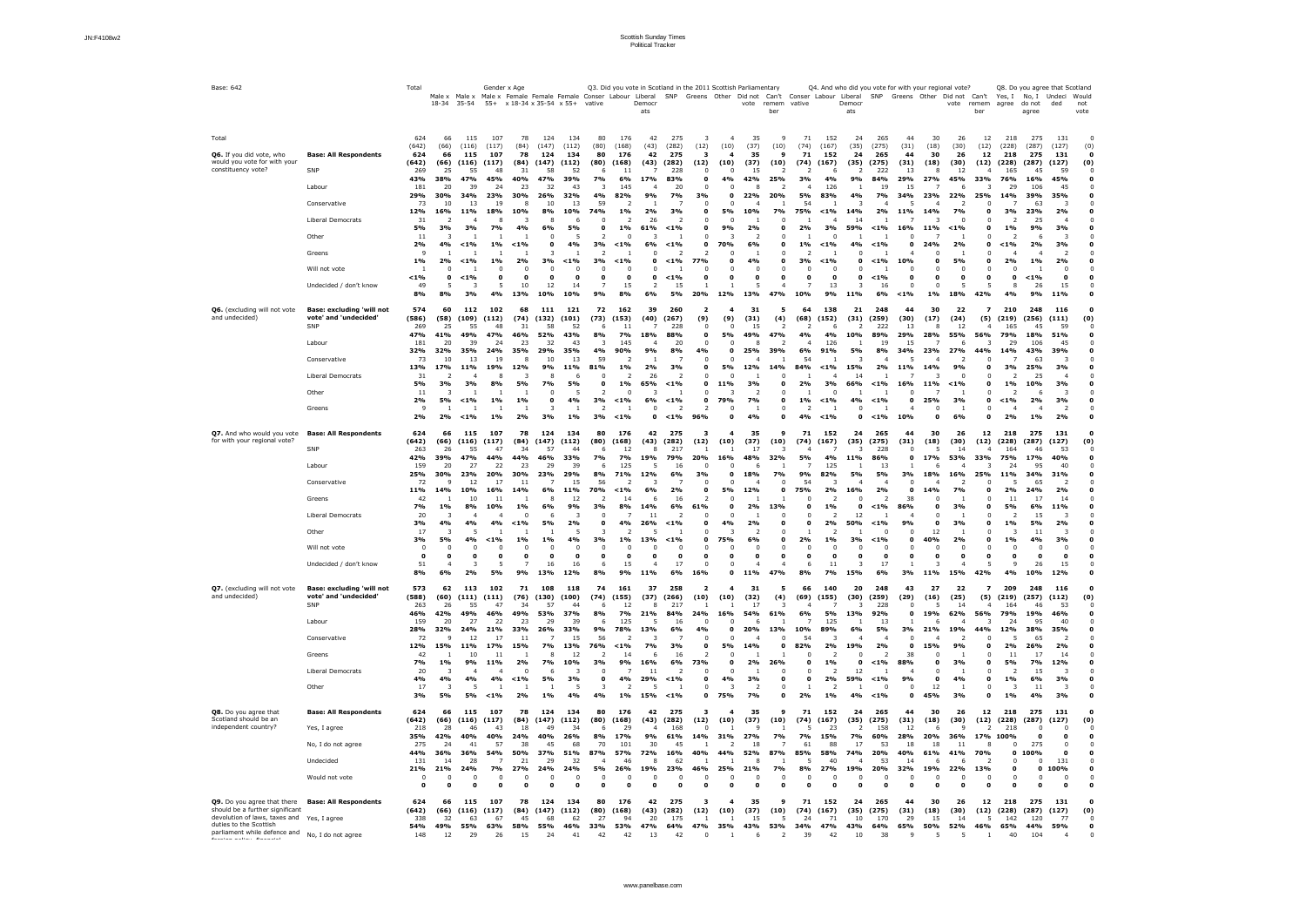Base: 642

| | | Total | Gender x Age | | | | | | Q3. Did you vote in Scotland in the 2011 Scottish Parliamentary | | | | | | | | Q4. And who did you vote for with your regional vote? | | | | | | | | Q8. Do you agree that Scotland | | | |
|---|---|---|---|---|---|---|---|---|---|---|---|---|---|---|---|---|---|---|---|---|---|---|---|---|---|---|---|---|
| | | | Male x 18-34 | Male x 35-54 | Male x 55+ | Female x 18-34 | Female x 35-54 | Female x 55+ | Conservative | Labour | Liberal Democrats | SNP | Greens | Other | Did not vote | Can't remember | Conservative | Labour | Liberal Democrats | SNP | Greens | Other | Did not vote | Can't remember | Yes, I agree | No, I do not agree | Undecided | Would not vote |
| Total | | 624 | 66 | 115 | 107 | 78 | 124 | 134 | 80 | 176 | 42 | 275 | 3 | 4 | 35 | 9 | 71 | 152 | 24 | 265 | 44 | 30 | 26 | 12 | 218 | 275 | 131 | 0 |
| | | (642) | (66) | (116) | (117) | (84) | (147) | (112) | (80) | (168) | (43) | (282) | (12) | (10) | (37) | (10) | (74) | (167) | (35) | (275) | (31) | (18) | (30) | (12) | (228) | (287) | (127) | (0) |
| **Q6.** If you did vote, who would you vote for with your constituency vote? | **Base: All Respondents** | **624** | **66** | **115** | **107** | **78** | **124** | **134** | **80** | **176** | **42** | **275** | **3** | **4** | **35** | **9** | **71** | **152** | **24** | **265** | **44** | **30** | **26** | **12** | **218** | **275** | **131** | **0** |
| | | **(642)** | **(66)** | **(116)** | **(117)** | **(84)** | **(147)** | **(112)** | **(80)** | **(168)** | **(43)** | **(282)** | **(12)** | **(10)** | **(37)** | **(10)** | **(74)** | **(167)** | **(35)** | **(275)** | **(31)** | **(18)** | **(30)** | **(12)** | **(228)** | **(287)** | **(127)** | **(0)** |
| | SNP | 269 | 25 | 55 | 48 | 31 | 58 | 52 | 6 | 11 | 7 | 228 | 0 | 0 | 15 | 2 | 2 | 6 | 2 | 222 | 13 | 8 | 12 | 4 | 165 | 45 | 59 | 0 |
| | | **43%** | **38%** | **47%** | **45%** | **40%** | **47%** | **39%** | **7%** | **6%** | **17%** | **83%** | **0** | **4%** | **42%** | **25%** | **3%** | **4%** | **9%** | **84%** | **29%** | **27%** | **45%** | **33%** | **76%** | **16%** | **45%** | **0** |
| | Labour | 181 | 20 | 39 | 24 | 23 | 32 | 43 | 3 | 145 | 4 | 20 | 0 | 0 | 8 | 2 | 4 | 126 | 1 | 19 | 15 | 7 | 6 | 3 | 29 | 106 | 45 | 0 |
| | | **29%** | **30%** | **34%** | **23%** | **30%** | **26%** | **32%** | **4%** | **82%** | **9%** | **7%** | **3%** | **0** | **22%** | **20%** | **5%** | **83%** | **4%** | **7%** | **34%** | **23%** | **22%** | **25%** | **14%** | **39%** | **35%** | **0** |
| | Conservative | 73 | 10 | 13 | 19 | 8 | 10 | 13 | 59 | 2 | 1 | 7 | 0 | 0 | 4 | 1 | 54 | 1 | 3 | 5 | 5 | 4 | 2 | 0 | 7 | 63 | 3 | 0 |
| | | **12%** | **16%** | **11%** | **18%** | **10%** | **8%** | **10%** | **74%** | **1%** | **2%** | **3%** | **0** | **5%** | **10%** | **7%** | **75%** | **<1%** | **14%** | **2%** | **11%** | **14%** | **7%** | **0** | **3%** | **23%** | **2%** | **0** |
| | Liberal Democrats | 31 | 2 | 4 | 8 | 3 | 8 | 6 | 0 | 2 | 26 | 2 | 0 | 0 | 1 | 0 | 1 | 4 | 14 | 1 | 7 | 3 | 0 | 0 | 2 | 25 | 4 | 0 |
| | | **5%** | **3%** | **3%** | **7%** | **4%** | **6%** | **5%** | **0** | **1%** | **61%** | **<1%** | **0** | **9%** | **2%** | **0** | **2%** | **3%** | **59%** | **<1%** | **16%** | **11%** | **<1%** | **0** | **1%** | **9%** | **3%** | **0** |
| | Other | 11 | 3 | 1 | 1 | 1 | 0 | 5 | 2 | 0 | 3 | 1 | 0 | 3 | 2 | 0 | 1 | 0 | 1 | 1 | 0 | 7 | 1 | 0 | 2 | 6 | 3 | 0 |
| | | **2%** | **4%** | **<1%** | **1%** | **<1%** | **0** | **4%** | **3%** | **<1%** | **6%** | **<1%** | **0** | **70%** | **6%** | **0** | **1%** | **<1%** | **4%** | **<1%** | **0** | **24%** | **2%** | **0** | **<1%** | **2%** | **3%** | **0** |
| | Greens | 9 | 1 | 1 | 1 | 1 | 3 | 1 | 2 | 1 | 0 | 1 | 2 | 0 | 1 | 0 | 2 | 1 | 0 | 1 | 4 | 0 | 1 | 0 | 4 | 4 | 2 | 0 |
| | | **1%** | **2%** | **<1%** | **1%** | **2%** | **3%** | **<1%** | **3%** | **<1%** | **0** | **<1%** | **77%** | **0** | **4%** | **0** | **3%** | **<1%** | **0** | **<1%** | **10%** | **0** | **5%** | **0** | **2%** | **1%** | **2%** | **0** |
| | Will not vote | 1 | 0 | 1 | 0 | 0 | 0 | 0 | 0 | 0 | 0 | 1 | 0 | 0 | 0 | 0 | 0 | 0 | 0 | 1 | 0 | 0 | 0 | 0 | 0 | 1 | 0 | 0 |
| | | **<1%** | **0** | **<1%** | **0** | **0** | **0** | **0** | **0** | **0** | **0** | **<1%** | **0** | **0** | **0** | **0** | **0** | **0** | **0** | **<1%** | **0** | **0** | **0** | **0** | **0** | **<1%** | **0** | **0** |
| | Undecided / don't know | 49 | 5 | 3 | 5 | 10 | 12 | 14 | 7 | 15 | 2 | 15 | 1 | 1 | 5 | 4 | 7 | 13 | 3 | 16 | 0 | 0 | 5 | 5 | 8 | 26 | 15 | 0 |
| | | **8%** | **8%** | **3%** | **4%** | **13%** | **10%** | **10%** | **9%** | **8%** | **6%** | **5%** | **20%** | **12%** | **13%** | **47%** | **10%** | **9%** | **11%** | **6%** | **<1%** | **1%** | **18%** | **42%** | **4%** | **9%** | **11%** | **0** |
| **Q6.** (excluding will not vote and undecided) | **Base: excluding 'will not vote' and 'undecided'** | **574** | **60** | **112** | **102** | **68** | **111** | **121** | **72** | **162** | **39** | **260** | **2** | **4** | **31** | **5** | **64** | **138** | **21** | **248** | **44** | **30** | **22** | **7** | **210** | **248** | **116** | **0** |
| | | **(586)** | **(58)** | **(109)** | **(112)** | **(74)** | **(132)** | **(101)** | **(73)** | **(153)** | **(40)** | **(267)** | **(9)** | **(9)** | **(31)** | **(4)** | **(68)** | **(152)** | **(31)** | **(259)** | **(30)** | **(17)** | **(24)** | **(5)** | **(219)** | **(256)** | **(111)** | **(0)** |
| | SNP | 269 | 25 | 55 | 48 | 31 | 58 | 52 | 6 | 11 | 7 | 228 | 0 | 0 | 15 | 2 | 2 | 6 | 2 | 222 | 13 | 8 | 12 | 4 | 165 | 45 | 59 | 0 |
| | | **47%** | **41%** | **49%** | **47%** | **46%** | **52%** | **43%** | **8%** | **7%** | **18%** | **88%** | **0** | **5%** | **49%** | **47%** | **4%** | **4%** | **10%** | **89%** | **29%** | **28%** | **55%** | **56%** | **79%** | **18%** | **51%** | **0** |
| | Labour | 181 | 20 | 39 | 24 | 23 | 32 | 43 | 3 | 145 | 4 | 20 | 0 | 0 | 8 | 2 | 4 | 126 | 1 | 19 | 15 | 7 | 6 | 3 | 29 | 106 | 45 | 0 |
| | | **32%** | **32%** | **35%** | **24%** | **35%** | **29%** | **35%** | **4%** | **90%** | **9%** | **8%** | **4%** | **0** | **25%** | **39%** | **6%** | **91%** | **5%** | **8%** | **34%** | **23%** | **27%** | **44%** | **14%** | **43%** | **39%** | **0** |
| | Conservative | 73 | 10 | 13 | 19 | 8 | 10 | 13 | 59 | 2 | 1 | 7 | 0 | 0 | 4 | 1 | 54 | 1 | 3 | 5 | 5 | 4 | 2 | 0 | 7 | 63 | 3 | 0 |
| | | **13%** | **17%** | **11%** | **19%** | **12%** | **9%** | **11%** | **81%** | **1%** | **2%** | **3%** | **0** | **5%** | **12%** | **14%** | **84%** | **<1%** | **15%** | **2%** | **11%** | **14%** | **9%** | **0** | **3%** | **25%** | **3%** | **0** |
| | Liberal Democrats | 31 | 2 | 4 | 8 | 3 | 8 | 6 | 0 | 2 | 26 | 2 | 0 | 0 | 1 | 0 | 1 | 4 | 14 | 1 | 7 | 3 | 0 | 0 | 2 | 25 | 4 | 0 |
| | | **5%** | **3%** | **3%** | **8%** | **5%** | **7%** | **5%** | **0** | **1%** | **65%** | **<1%** | **0** | **11%** | **3%** | **0** | **2%** | **3%** | **66%** | **<1%** | **16%** | **11%** | **<1%** | **0** | **1%** | **10%** | **3%** | **0** |
| | Other | 11 | 3 | 1 | 1 | 1 | 0 | 5 | 2 | 0 | 3 | 1 | 0 | 3 | 2 | 0 | 1 | 0 | 1 | 1 | 0 | 7 | 1 | 0 | 2 | 6 | 3 | 0 |
| | | **2%** | **5%** | **<1%** | **1%** | **1%** | **0** | **4%** | **3%** | **<1%** | **6%** | **<1%** | **0** | **79%** | **7%** | **0** | **1%** | **<1%** | **4%** | **<1%** | **0** | **25%** | **3%** | **0** | **<1%** | **2%** | **3%** | **0** |
| | Greens | 9 | 1 | 1 | 1 | 1 | 3 | 1 | 2 | 1 | 0 | 1 | 2 | 0 | 1 | 0 | 2 | 1 | 0 | 1 | 4 | 0 | 1 | 0 | 4 | 4 | 2 | 0 |
| | | **2%** | **2%** | **<1%** | **1%** | **2%** | **3%** | **1%** | **3%** | **<1%** | **0** | **<1%** | **96%** | **0** | **4%** | **0** | **4%** | **<1%** | **0** | **<1%** | **10%** | **0** | **6%** | **0** | **2%** | **1%** | **2%** | **0** |
| **Q7.** And who would you vote for with your regional vote? | **Base: All Respondents** | **624** | **66** | **115** | **107** | **78** | **124** | **134** | **80** | **176** | **42** | **275** | **3** | **4** | **35** | **9** | **71** | **152** | **24** | **265** | **44** | **30** | **26** | **12** | **218** | **275** | **131** | **0** |
| | | **(642)** | **(66)** | **(116)** | **(117)** | **(84)** | **(147)** | **(112)** | **(80)** | **(168)** | **(43)** | **(282)** | **(12)** | **(10)** | **(37)** | **(10)** | **(74)** | **(167)** | **(35)** | **(275)** | **(31)** | **(18)** | **(30)** | **(12)** | **(228)** | **(287)** | **(127)** | **(0)** |
| | SNP | 263 | 26 | 55 | 47 | 34 | 57 | 44 | 6 | 12 | 8 | 217 | 1 | 1 | 17 | 3 | 4 | 7 | 3 | 228 | 0 | 5 | 14 | 4 | 164 | 46 | 53 | 0 |
| | | **42%** | **39%** | **47%** | **44%** | **44%** | **46%** | **33%** | **7%** | **7%** | **19%** | **79%** | **20%** | **16%** | **48%** | **32%** | **5%** | **4%** | **11%** | **86%** | **0** | **17%** | **53%** | **33%** | **75%** | **17%** | **40%** | **0** |
| | Labour | 159 | 20 | 27 | 22 | 23 | 29 | 39 | 6 | 125 | 5 | 16 | 0 | 0 | 6 | 1 | 7 | 125 | 1 | 13 | 1 | 6 | 4 | 3 | 24 | 95 | 40 | 0 |
| | | **25%** | **30%** | **23%** | **20%** | **30%** | **23%** | **29%** | **8%** | **71%** | **12%** | **6%** | **3%** | **0** | **18%** | **7%** | **9%** | **82%** | **5%** | **5%** | **3%** | **18%** | **16%** | **25%** | **11%** | **34%** | **31%** | **0** |
| | Conservative | 72 | 9 | 12 | 17 | 11 | 7 | 15 | 56 | 2 | 3 | 7 | 0 | 0 | 4 | 0 | 54 | 3 | 4 | 4 | 0 | 4 | 2 | 0 | 5 | 65 | 2 | 0 |
| | | **11%** | **14%** | **10%** | **16%** | **14%** | **6%** | **11%** | **70%** | **<1%** | **6%** | **2%** | **0** | **5%** | **12%** | **0** | **75%** | **2%** | **16%** | **2%** | **0** | **14%** | **7%** | **0** | **2%** | **24%** | **2%** | **0** |
| | Greens | 42 | 1 | 10 | 11 | 1 | 8 | 12 | 2 | 14 | 6 | 16 | 2 | 0 | 1 | 1 | 0 | 2 | 0 | 2 | 38 | 0 | 1 | 0 | 11 | 17 | 14 | 0 |
| | | **7%** | **1%** | **8%** | **10%** | **1%** | **6%** | **9%** | **3%** | **8%** | **14%** | **6%** | **61%** | **0** | **2%** | **13%** | **0** | **1%** | **0** | **<1%** | **86%** | **0** | **3%** | **0** | **5%** | **6%** | **11%** | **0** |
| | Liberal Democrats | 20 | 3 | 4 | 4 | 0 | 6 | 3 | 0 | 7 | 11 | 2 | 0 | 0 | 1 | 0 | 0 | 2 | 12 | 1 | 4 | 0 | 1 | 0 | 2 | 15 | 3 | 0 |
| | | **3%** | **4%** | **4%** | **4%** | **<1%** | **5%** | **2%** | **0** | **4%** | **26%** | **<1%** | **0** | **4%** | **2%** | **0** | **0** | **2%** | **50%** | **<1%** | **9%** | **0** | **3%** | **0** | **1%** | **5%** | **2%** | **0** |
| | Other | 17 | 3 | 5 | 1 | 1 | 1 | 5 | 3 | 2 | 5 | 1 | 0 | 3 | 2 | 0 | 1 | 2 | 1 | 0 | 0 | 12 | 1 | 0 | 3 | 11 | 3 | 0 |
| | | **3%** | **5%** | **4%** | **<1%** | **1%** | **1%** | **4%** | **3%** | **1%** | **13%** | **<1%** | **0** | **75%** | **6%** | **0** | **2%** | **1%** | **3%** | **<1%** | **0** | **40%** | **2%** | **0** | **1%** | **4%** | **3%** | **0** |
| | Will not vote | 0 | 0 | 0 | 0 | 0 | 0 | 0 | 0 | 0 | 0 | 0 | 0 | 0 | 0 | 0 | 0 | 0 | 0 | 0 | 0 | 0 | 0 | 0 | 0 | 0 | 0 | 0 |
| | | **0** | **0** | **0** | **0** | **0** | **0** | **0** | **0** | **0** | **0** | **0** | **0** | **0** | **0** | **0** | **0** | **0** | **0** | **0** | **0** | **0** | **0** | **0** | **0** | **0** | **0** | **0** |
| | Undecided / don't know | 51 | 4 | 3 | 5 | 7 | 16 | 16 | 6 | 15 | 4 | 17 | 0 | 0 | 4 | 4 | 6 | 11 | 3 | 17 | 1 | 3 | 4 | 5 | 9 | 26 | 15 | 0 |
| | | **8%** | **6%** | **2%** | **5%** | **9%** | **13%** | **12%** | **8%** | **9%** | **11%** | **6%** | **16%** | **0** | **11%** | **47%** | **8%** | **7%** | **15%** | **6%** | **3%** | **11%** | **15%** | **42%** | **4%** | **10%** | **12%** | **0** |
| **Q7.** (excluding will not vote and undecided) | **Base: excluding 'will not vote' and 'undecided'** | **573** | **62** | **113** | **102** | **71** | **108** | **118** | **74** | **161** | **37** | **258** | **2** | **4** | **31** | **5** | **66** | **140** | **20** | **248** | **43** | **27** | **22** | **7** | **209** | **248** | **116** | **0** |
| | | **(588)** | **(60)** | **(111)** | **(111)** | **(76)** | **(130)** | **(100)** | **(74)** | **(155)** | **(37)** | **(266)** | **(10)** | **(10)** | **(32)** | **(4)** | **(69)** | **(155)** | **(30)** | **(259)** | **(29)** | **(16)** | **(25)** | **(5)** | **(219)** | **(257)** | **(112)** | **(0)** |
| | SNP | 263 | 26 | 55 | 47 | 34 | 57 | 44 | 6 | 12 | 8 | 217 | 1 | 1 | 17 | 3 | 4 | 7 | 3 | 228 | 0 | 5 | 14 | 4 | 164 | 46 | 53 | 0 |
| | | **46%** | **42%** | **49%** | **46%** | **49%** | **53%** | **37%** | **8%** | **7%** | **21%** | **84%** | **24%** | **16%** | **54%** | **61%** | **6%** | **5%** | **13%** | **92%** | **0** | **19%** | **62%** | **56%** | **79%** | **19%** | **46%** | **0** |
| | Labour | 159 | 20 | 27 | 22 | 23 | 29 | 39 | 6 | 125 | 5 | 16 | 0 | 0 | 6 | 1 | 7 | 125 | 1 | 13 | 1 | 6 | 4 | 3 | 24 | 95 | 40 | 0 |
| | | **28%** | **32%** | **24%** | **21%** | **33%** | **26%** | **33%** | **9%** | **78%** | **13%** | **6%** | **4%** | **0** | **20%** | **13%** | **10%** | **89%** | **6%** | **5%** | **3%** | **21%** | **19%** | **44%** | **12%** | **38%** | **35%** | **0** |
| | Conservative | 72 | 9 | 12 | 17 | 11 | 7 | 15 | 56 | 2 | 3 | 7 | 0 | 0 | 4 | 0 | 54 | 3 | 4 | 4 | 0 | 4 | 2 | 0 | 5 | 65 | 2 | 0 |
| | | **12%** | **15%** | **11%** | **17%** | **15%** | **7%** | **13%** | **76%** | **<1%** | **7%** | **3%** | **0** | **5%** | **14%** | **0** | **82%** | **2%** | **19%** | **2%** | **0** | **15%** | **9%** | **0** | **2%** | **26%** | **2%** | **0** |
| | Greens | 42 | 1 | 10 | 11 | 1 | 8 | 12 | 2 | 14 | 6 | 16 | 2 | 0 | 1 | 1 | 0 | 2 | 0 | 2 | 38 | 0 | 1 | 0 | 11 | 17 | 14 | 0 |
| | | **7%** | **1%** | **9%** | **11%** | **2%** | **7%** | **10%** | **3%** | **9%** | **16%** | **6%** | **73%** | **0** | **2%** | **26%** | **0** | **1%** | **0** | **<1%** | **88%** | **0** | **3%** | **0** | **5%** | **7%** | **12%** | **0** |
| | Liberal Democrats | 20 | 3 | 4 | 4 | 0 | 6 | 3 | 0 | 7 | 11 | 2 | 0 | 0 | 1 | 0 | 0 | 2 | 12 | 1 | 4 | 0 | 1 | 0 | 2 | 15 | 3 | 0 |
| | | **4%** | **4%** | **4%** | **4%** | **<1%** | **5%** | **3%** | **0** | **4%** | **29%** | **<1%** | **0** | **4%** | **3%** | **0** | **0** | **2%** | **59%** | **<1%** | **9%** | **0** | **4%** | **0** | **1%** | **6%** | **3%** | **0** |
| | Other | 17 | 3 | 5 | 1 | 1 | 1 | 5 | 3 | 2 | 5 | 1 | 0 | 3 | 2 | 0 | 1 | 2 | 1 | 0 | 0 | 12 | 1 | 0 | 3 | 11 | 3 | 0 |
| | | **3%** | **5%** | **5%** | **<1%** | **2%** | **1%** | **4%** | **4%** | **1%** | **15%** | **<1%** | **0** | **75%** | **7%** | **0** | **2%** | **1%** | **4%** | **<1%** | **0** | **45%** | **3%** | **0** | **1%** | **4%** | **3%** | **0** |
| **Q8.** Do you agree that Scotland should be an independent country? | **Base: All Respondents** | **624** | **66** | **115** | **107** | **78** | **124** | **134** | **80** | **176** | **42** | **275** | **3** | **4** | **35** | **9** | **71** | **152** | **24** | **265** | **44** | **30** | **26** | **12** | **218** | **275** | **131** | **0** |
| | | **(642)** | **(66)** | **(116)** | **(117)** | **(84)** | **(147)** | **(112)** | **(80)** | **(168)** | **(43)** | **(282)** | **(12)** | **(10)** | **(37)** | **(10)** | **(74)** | **(167)** | **(35)** | **(275)** | **(31)** | **(18)** | **(30)** | **(12)** | **(228)** | **(287)** | **(127)** | **(0)** |
| | Yes, I agree | 218 | 28 | 46 | 43 | 18 | 49 | 34 | 6 | 29 | 4 | 168 | 0 | 1 | 9 | 1 | 5 | 23 | 2 | 158 | 12 | 6 | 9 | 2 | 218 | 0 | 0 | 0 |
| | | **35%** | **42%** | **40%** | **40%** | **24%** | **40%** | **26%** | **8%** | **17%** | **9%** | **61%** | **14%** | **31%** | **27%** | **7%** | **7%** | **15%** | **7%** | **60%** | **28%** | **20%** | **36%** | **17%** | **100%** | **0** | **0** | **0** |
| | No, I do not agree | 275 | 24 | 41 | 57 | 38 | 45 | 68 | 70 | 101 | 30 | 45 | 1 | 2 | 18 | 7 | 61 | 88 | 17 | 53 | 18 | 18 | 11 | 8 | 0 | 275 | 0 | 0 |
| | | **44%** | **36%** | **36%** | **54%** | **50%** | **37%** | **51%** | **87%** | **57%** | **72%** | **16%** | **40%** | **44%** | **52%** | **87%** | **85%** | **58%** | **74%** | **20%** | **40%** | **61%** | **41%** | **70%** | **0** | **100%** | **0** | **0** |
| | Undecided | 131 | 14 | 28 | 7 | 21 | 29 | 32 | 4 | 46 | 8 | 62 | 1 | 1 | 8 | 1 | 5 | 40 | 4 | 53 | 14 | 6 | 6 | 2 | 0 | 0 | 131 | 0 |
| | | **21%** | **21%** | **24%** | **7%** | **27%** | **24%** | **24%** | **5%** | **26%** | **19%** | **23%** | **46%** | **25%** | **21%** | **7%** | **8%** | **27%** | **19%** | **20%** | **32%** | **19%** | **22%** | **13%** | **0** | **0** | **100%** | **0** |
| | Would not vote | 0 | 0 | 0 | 0 | 0 | 0 | 0 | 0 | 0 | 0 | 0 | 0 | 0 | 0 | 0 | 0 | 0 | 0 | 0 | 0 | 0 | 0 | 0 | 0 | 0 | 0 | 0 |
| | | **0** | **0** | **0** | **0** | **0** | **0** | **0** | **0** | **0** | **0** | **0** | **0** | **0** | **0** | **0** | **0** | **0** | **0** | **0** | **0** | **0** | **0** | **0** | **0** | **0** | **0** | **0** |
| **Q9.** Do you agree that there should be a further significant devolution of laws, taxes and duties to the Scottish parliament while defence and foreign policy, financial | **Base: All Respondents** | **624** | **66** | **115** | **107** | **78** | **124** | **134** | **80** | **176** | **42** | **275** | **3** | **4** | **35** | **9** | **71** | **152** | **24** | **265** | **44** | **30** | **26** | **12** | **218** | **275** | **131** | **0** |
| | | **(642)** | **(66)** | **(116)** | **(117)** | **(84)** | **(147)** | **(112)** | **(80)** | **(168)** | **(43)** | **(282)** | **(12)** | **(10)** | **(37)** | **(10)** | **(74)** | **(167)** | **(35)** | **(275)** | **(31)** | **(18)** | **(30)** | **(12)** | **(228)** | **(287)** | **(127)** | **(0)** |
| | Yes, I agree | 338 | 32 | 63 | 67 | 45 | 68 | 62 | 27 | 94 | 20 | 175 | 1 | 1 | 15 | 5 | 24 | 71 | 10 | 170 | 29 | 15 | 14 | 5 | 142 | 120 | 77 | 0 |
| | | **54%** | **49%** | **55%** | **63%** | **58%** | **55%** | **46%** | **34%** | **53%** | **47%** | **64%** | **42%** | **17%** | **43%** | **53%** | **34%** | **47%** | **43%** | **64%** | **65%** | **50%** | **52%** | **46%** | **65%** | **44%** | **59%** | **0** |
| | No, I do not agree | 148 | 12 | 29 | 26 | 15 | 24 | 41 | 42 | 42 | 13 | 42 | 0 | 1 | 6 | 2 | 39 | 42 | 10 | 38 | 9 | 5 | 5 | 1 | 40 | 104 | 4 | 0 |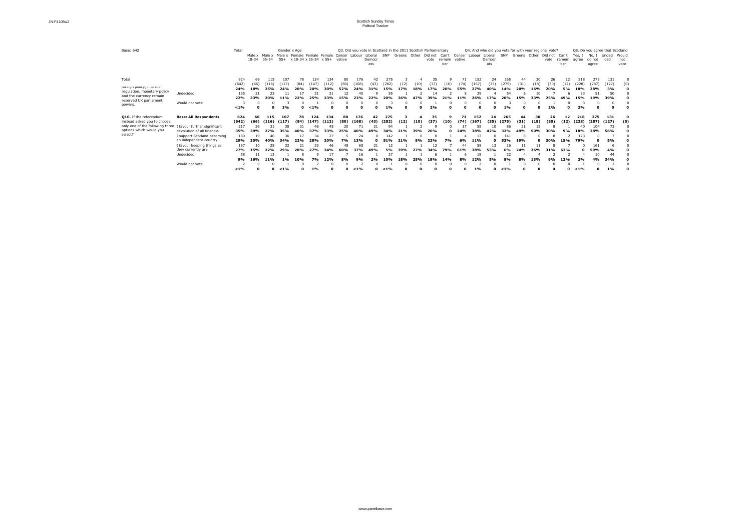Base: 642

| | | Total | Gender x Age | | | | | | Q3. Did you vote in Scotland in the 2011 Scottish Parliamentary | | | | | | | | Q4. And who did you vote for with your regional vote? | | | | | | | | Q8. Do you agree that Scotland | | | |
|---|---|---|---|---|---|---|---|---|---|---|---|---|---|---|---|---|---|---|---|---|---|---|---|---|---|---|---|---|
| | | | Male x 18-34 | Male x 35-54 | Male x 55+ | Female x 18-34 | Female x 35-54 | Female x 55+ | Conservative | Labour | Liberal Democrats | SNP | Greens | Other | Did not vote | Can't remember | Conservative | Labour | Liberal Democrats | SNP | Greens | Other | Did not vote | Can't remember | Yes, I agree | No, I do not agree | Undecided | Would not vote |
| Total | | 624 | 66 | 115 | 107 | 78 | 124 | 134 | 80 | 176 | 42 | 275 | 3 | 4 | 35 | 9 | 71 | 152 | 24 | 265 | 44 | 30 | 26 | 12 | 218 | 275 | 131 | 0 |
| | | (642) | (66) | (116) | (117) | (84) | (147) | (112) | (80) | (168) | (43) | (282) | (12) | (10) | (37) | (10) | (74) | (167) | (35) | (275) | (31) | (18) | (30) | (12) | (228) | (287) | (127) | (0) |
| foreign policy, financial regulation, monetary policy and the currency remain reserved UK parliament powers. | | 24% | 18% | 25% | 24% | 20% | 20% | 30% | 52% | 24% | 31% | 15% | 17% | 18% | 17% | 26% | 55% | 27% | 40% | 14% | 20% | 16% | 20% | 5% | 18% | 38% | 3% | 0 |
| | Undecided | 135 | 21 | 23 | 11 | 17 | 31 | 31 | 12 | 40 | 9 | 55 | 1 | 2 | 14 | 2 | 8 | 39 | 4 | 54 | 6 | 10 | 7 | 6 | 33 | 51 | 50 | 0 |
| | | 22% | 33% | 20% | 11% | 22% | 25% | 23% | 15% | 23% | 22% | 20% | 36% | 47% | 39% | 21% | 11% | 26% | 17% | 20% | 15% | 33% | 25% | 49% | 15% | 19% | 39% | 0 |
| | Would not vote | 3 | 0 | 0 | 3 | 0 | 1 | 0 | 0 | 0 | 0 | 3 | 0 | 0 | 1 | 0 | 0 | 0 | 0 | 3 | 0 | 0 | 1 | 0 | 3 | 0 | 0 | 0 |
| | | <1% | 0 | 0 | 3% | 0 | <1% | 0 | 0 | 0 | 0 | 1% | 0 | 0 | 2% | 0 | 0 | 0 | 0 | 1% | 0 | 0 | 2% | 0 | 2% | 0 | 0 | 0 |
| **Q10.** If the referendum instead asked you to choose only one of the following three options which would you select? | **Base: All Respondents** | **624** | **66** | **115** | **107** | **78** | **124** | **134** | **80** | **176** | **42** | **275** | **3** | **4** | **35** | **9** | **71** | **152** | **24** | **265** | **44** | **30** | **26** | **12** | **218** | **275** | **131** | **0** |
| | | **(642)** | **(66)** | **(116)** | **(117)** | **(84)** | **(147)** | **(112)** | **(80)** | **(168)** | **(43)** | **(282)** | **(12)** | **(10)** | **(37)** | **(10)** | **(74)** | **(167)** | **(35)** | **(275)** | **(31)** | **(18)** | **(30)** | **(12)** | **(228)** | **(287)** | **(127)** | **(0)** |
| | I favour further significant devolution of all financial | 217 | 26 | 31 | 38 | 31 | 46 | 45 | 20 | 71 | 21 | 94 | 1 | 2 | 9 | 0 | 17 | 58 | 10 | 86 | 21 | 15 | 8 | 1 | 40 | 104 | 73 | 0 |
| | | 35% | 39% | 27% | 35% | 40% | 37% | 33% | 25% | 40% | 49% | 34% | 21% | 39% | 26% | 0 | 24% | 38% | 42% | 32% | 49% | 50% | 30% | 9% | 18% | 38% | 56% | 0 |
| | I support Scotland becoming an independent country | 180 | 19 | 46 | 36 | 17 | 34 | 27 | 5 | 24 | 0 | 142 | 1 | 0 | 8 | 1 | 4 | 17 | 0 | 141 | 8 | 0 | 8 | 2 | 173 | 0 | 7 | 0 |
| | | 29% | 30% | 40% | 34% | 22% | 28% | 20% | 7% | 13% | 0 | 51% | 21% | 8% | 22% | 7% | 6% | 11% | 0 | 53% | 19% | 0 | 30% | 15% | 79% | 0 | 5% | 0 |
| | I favour keeping things as they currently are | 167 | 10 | 25 | 32 | 21 | 33 | 46 | 48 | 65 | 21 | 12 | 1 | 1 | 12 | 7 | 44 | 58 | 13 | 16 | 11 | 11 | 8 | 7 | 0 | 161 | 6 | 0 |
| | | 27% | 15% | 22% | 29% | 28% | 27% | 34% | 60% | 37% | 49% | 5% | 39% | 27% | 34% | 79% | 61% | 38% | 53% | 6% | 24% | 36% | 31% | 63% | 0 | 59% | 4% | 0 |
| | Undecided | 58 | 11 | 13 | 1 | 8 | 9 | 17 | 7 | 16 | 1 | 27 | 1 | 1 | 6 | 1 | 6 | 18 | 1 | 22 | 4 | 4 | 2 | 2 | 4 | 10 | 44 | 0 |
| | | 9% | 16% | 11% | 1% | 10% | 7% | 12% | 8% | 9% | 2% | 10% | 18% | 25% | 18% | 14% | 8% | 12% | 5% | 8% | 8% | 13% | 9% | 13% | 2% | 4% | 34% | 0 |
| | Would not vote | 2 | 0 | 0 | 1 | 0 | 2 | 0 | 0 | 2 | 0 | 1 | 0 | 0 | 0 | 0 | 0 | 2 | 0 | 1 | 0 | 0 | 0 | 0 | 1 | 0 | 2 | 0 |
| | | <1% | 0 | 0 | <1% | 0 | 1% | 0 | 0 | <1% | 0 | <1% | 0 | 0 | 0 | 0 | 0 | 1% | 0 | <1% | 0 | 0 | 0 | 0 | <1% | 0 | 1% | 0 |